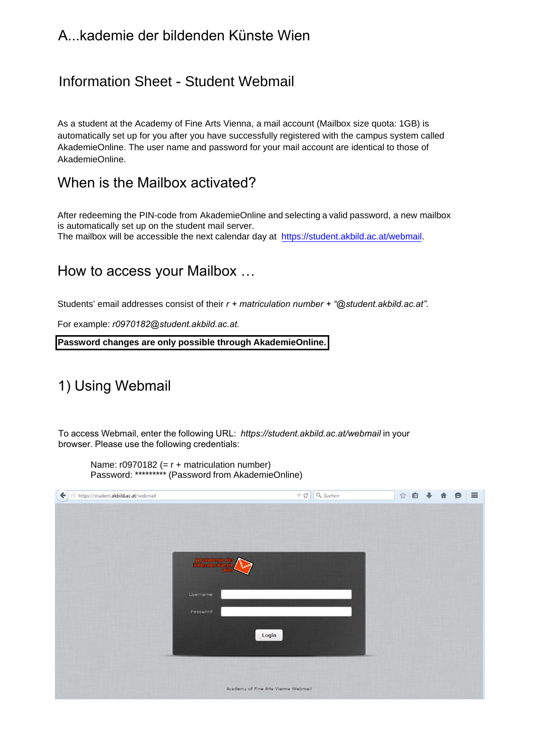# A...kademie der bildenden Künste Wien

## Information Sheet - Student Webmail

As a student at the Academy of Fine Arts Vienna, a mail account (Mailbox size quota: 1GB) is automatically set up for you after you have successfully registered with the campus system called AkademieOnline. The user name and password for your mail account are identical to those of AkademieOnline.

## When is the Mailbox activated?

After redeeming the PIN-code from AkademieOnline and selecting a valid password, a new mailbox is automatically set up on the student mail server.
The mailbox will be accessible the next calendar day at https://student.akbild.ac.at/webmail.

## How to access your Mailbox …

Students' email addresses consist of their *r* + *matriculation number* + *"@student.akbild.ac.at"*.

For example: *r0970182@student.akbild.ac.at.*

**Password changes are only possible through AkademieOnline.**

## 1) Using Webmail

To access Webmail, enter the following URL: *https://student.akbild.ac.at/webmail* in your browser. Please use the following credentials:

> Name: r0970182 (= r + matriculation number)
> Password: ********* (Password from AkademieOnline)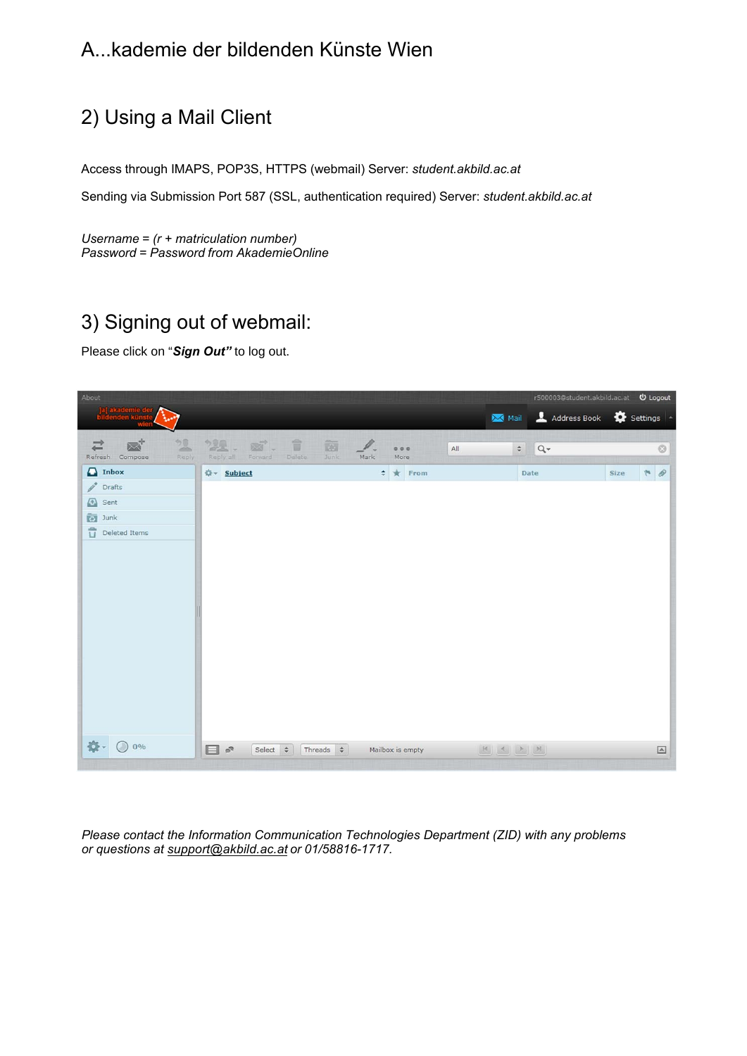A...kademie der bildenden Künste Wien

## 2) Using a Mail Client

Access through IMAPS, POP3S, HTTPS (webmail) Server: *student.akbild.ac.at*

Sending via Submission Port 587 (SSL, authentication required) Server: *student.akbild.ac.at*

*Username = (r + matriculation number)*
*Password = Password from AkademieOnline*

## 3) Signing out of webmail:

Please click on "***Sign Out"*** to log out.

*Please contact the Information Communication Technologies Department (ZID) with any problems or questions at support@akbild.ac.at or 01/58816-1717.*